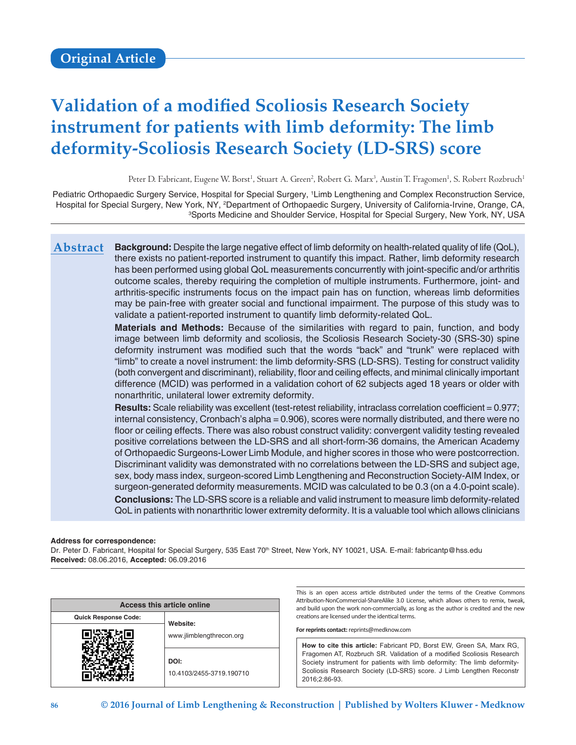Original Article

# Validation of a modified Scoliosis Research Society instrument for patients with limb deformity: The limb deformity-Scoliosis Research Society (LD-SRS) score

Peter D. Fabricant, Eugene W. Borst[1], Stuart A. Green[2], Robert G. Marx[3], Austin T. Fragomen[1], S. Robert Rozbruch[1]

Pediatric Orthopaedic Surgery Service, Hospital for Special Surgery, [1]Limb Lengthening and Complex Reconstruction Service, Hospital for Special Surgery, New York, NY, [2]Department of Orthopaedic Surgery, University of California-Irvine, Orange, CA, [3]Sports Medicine and Shoulder Service, Hospital for Special Surgery, New York, NY, USA

## Abstract

**Background:** Despite the large negative effect of limb deformity on health-related quality of life (QoL), there exists no patient-reported instrument to quantify this impact. Rather, limb deformity research has been performed using global QoL measurements concurrently with joint-specific and/or arthritis outcome scales, thereby requiring the completion of multiple instruments. Furthermore, joint- and arthritis-specific instruments focus on the impact pain has on function, whereas limb deformities may be pain-free with greater social and functional impairment. The purpose of this study was to validate a patient-reported instrument to quantify limb deformity-related QoL.

**Materials and Methods:** Because of the similarities with regard to pain, function, and body image between limb deformity and scoliosis, the Scoliosis Research Society-30 (SRS-30) spine deformity instrument was modified such that the words "back" and "trunk" were replaced with "limb" to create a novel instrument: the limb deformity-SRS (LD-SRS). Testing for construct validity (both convergent and discriminant), reliability, floor and ceiling effects, and minimal clinically important difference (MCID) was performed in a validation cohort of 62 subjects aged 18 years or older with nonarthritic, unilateral lower extremity deformity.

**Results:** Scale reliability was excellent (test-retest reliability, intraclass correlation coefficient = 0.977; internal consistency, Cronbach's alpha = 0.906), scores were normally distributed, and there were no floor or ceiling effects. There was also robust construct validity: convergent validity testing revealed positive correlations between the LD-SRS and all short-form-36 domains, the American Academy of Orthopaedic Surgeons-Lower Limb Module, and higher scores in those who were postcorrection. Discriminant validity was demonstrated with no correlations between the LD-SRS and subject age, sex, body mass index, surgeon-scored Limb Lengthening and Reconstruction Society-AIM Index, or surgeon-generated deformity measurements. MCID was calculated to be 0.3 (on a 4.0-point scale).

**Conclusions:** The LD-SRS score is a reliable and valid instrument to measure limb deformity-related QoL in patients with nonarthritic lower extremity deformity. It is a valuable tool which allows clinicians

**Address for correspondence:**
Dr. Peter D. Fabricant, Hospital for Special Surgery, 535 East 70th Street, New York, NY 10021, USA. E-mail: fabricantp@hss.edu
**Received:** 08.06.2016, **Accepted:** 06.09.2016

| Access this article online | |
|---|---|
| Quick Response Code: | Website: www.jlimblengthrecon.org |
| | DOI: 10.4103/2455-3719.190710 |

This is an open access article distributed under the terms of the Creative Commons Attribution-NonCommercial-ShareAlike 3.0 License, which allows others to remix, tweak, and build upon the work non-commercially, as long as the author is credited and the new creations are licensed under the identical terms.

**For reprints contact:** reprints@medknow.com

**How to cite this article:** Fabricant PD, Borst EW, Green SA, Marx RG, Fragomen AT, Rozbruch SR. Validation of a modified Scoliosis Research Society instrument for patients with limb deformity: The limb deformity-Scoliosis Research Society (LD-SRS) score. J Limb Lengthen Reconstr 2016;2:86-93.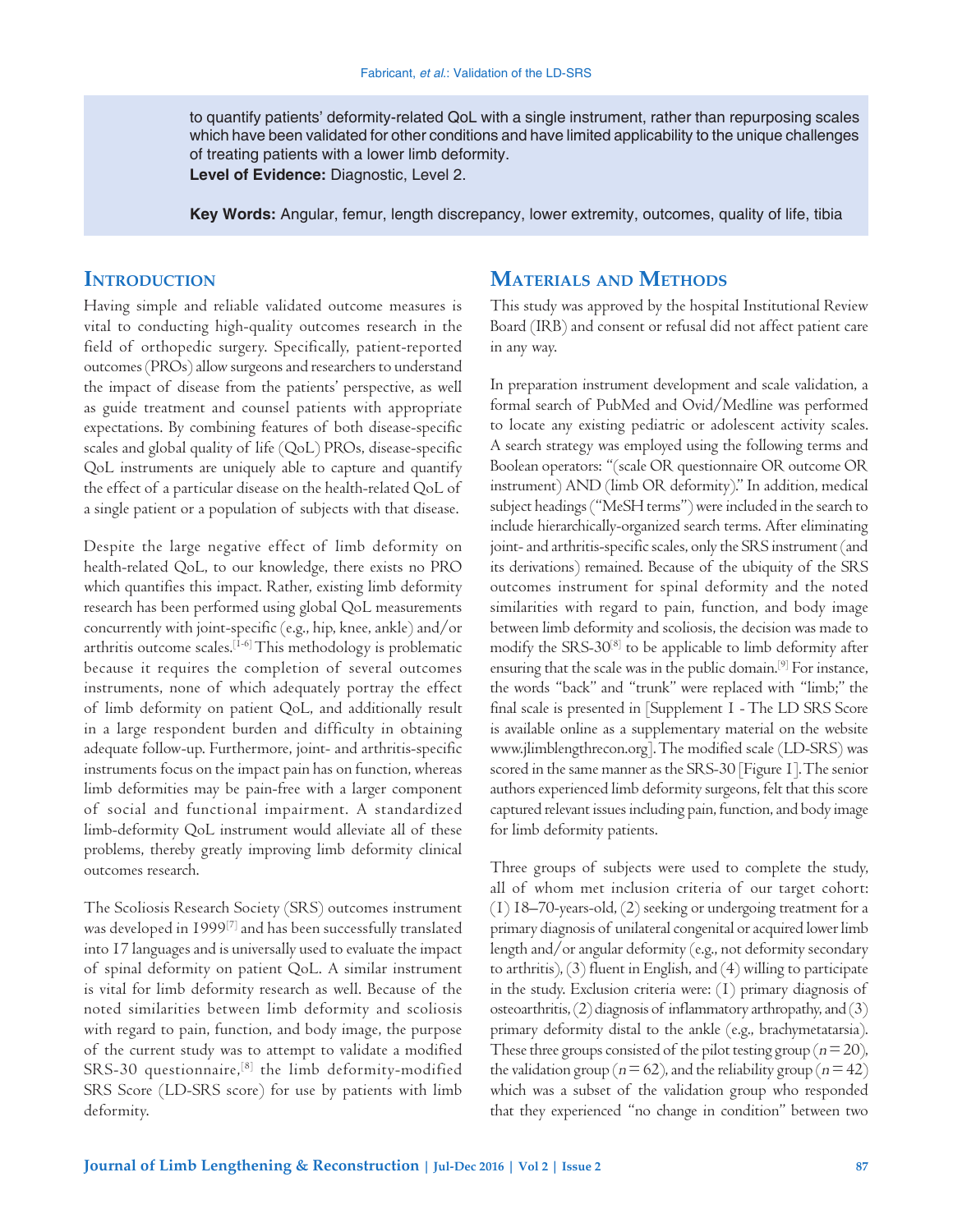to quantify patients' deformity-related QoL with a single instrument, rather than repurposing scales which have been validated for other conditions and have limited applicability to the unique challenges of treating patients with a lower limb deformity.

**Level of Evidence:** Diagnostic, Level 2.

**Key Words:** Angular, femur, length discrepancy, lower extremity, outcomes, quality of life, tibia

## Introduction

Having simple and reliable validated outcome measures is vital to conducting high-quality outcomes research in the field of orthopedic surgery. Specifically, patient-reported outcomes (PROs) allow surgeons and researchers to understand the impact of disease from the patients' perspective, as well as guide treatment and counsel patients with appropriate expectations. By combining features of both disease-specific scales and global quality of life (QoL) PROs, disease-specific QoL instruments are uniquely able to capture and quantify the effect of a particular disease on the health-related QoL of a single patient or a population of subjects with that disease.

Despite the large negative effect of limb deformity on health-related QoL, to our knowledge, there exists no PRO which quantifies this impact. Rather, existing limb deformity research has been performed using global QoL measurements concurrently with joint-specific (e.g., hip, knee, ankle) and/or arthritis outcome scales.[1-6] This methodology is problematic because it requires the completion of several outcomes instruments, none of which adequately portray the effect of limb deformity on patient QoL, and additionally result in a large respondent burden and difficulty in obtaining adequate follow-up. Furthermore, joint- and arthritis-specific instruments focus on the impact pain has on function, whereas limb deformities may be pain-free with a larger component of social and functional impairment. A standardized limb-deformity QoL instrument would alleviate all of these problems, thereby greatly improving limb deformity clinical outcomes research.

The Scoliosis Research Society (SRS) outcomes instrument was developed in 1999[7] and has been successfully translated into 17 languages and is universally used to evaluate the impact of spinal deformity on patient QoL. A similar instrument is vital for limb deformity research as well. Because of the noted similarities between limb deformity and scoliosis with regard to pain, function, and body image, the purpose of the current study was to attempt to validate a modified SRS-30 questionnaire,[8] the limb deformity-modified SRS Score (LD-SRS score) for use by patients with limb deformity.

## Materials and Methods

This study was approved by the hospital Institutional Review Board (IRB) and consent or refusal did not affect patient care in any way.

In preparation instrument development and scale validation, a formal search of PubMed and Ovid/Medline was performed to locate any existing pediatric or adolescent activity scales. A search strategy was employed using the following terms and Boolean operators: "(scale OR questionnaire OR outcome OR instrument) AND (limb OR deformity)." In addition, medical subject headings ("MeSH terms") were included in the search to include hierarchically-organized search terms. After eliminating joint- and arthritis-specific scales, only the SRS instrument (and its derivations) remained. Because of the ubiquity of the SRS outcomes instrument for spinal deformity and the noted similarities with regard to pain, function, and body image between limb deformity and scoliosis, the decision was made to modify the SRS-30[8] to be applicable to limb deformity after ensuring that the scale was in the public domain.[9] For instance, the words "back" and "trunk" were replaced with "limb;" the final scale is presented in [Supplement 1 - The LD SRS Score is available online as a supplementary material on the website www.jlimblengthrecon.org]. The modified scale (LD-SRS) was scored in the same manner as the SRS-30 [Figure 1]. The senior authors experienced limb deformity surgeons, felt that this score captured relevant issues including pain, function, and body image for limb deformity patients.

Three groups of subjects were used to complete the study, all of whom met inclusion criteria of our target cohort: (1) 18–70-years-old, (2) seeking or undergoing treatment for a primary diagnosis of unilateral congenital or acquired lower limb length and/or angular deformity (e.g., not deformity secondary to arthritis), (3) fluent in English, and (4) willing to participate in the study. Exclusion criteria were: (1) primary diagnosis of osteoarthritis, (2) diagnosis of inflammatory arthropathy, and (3) primary deformity distal to the ankle (e.g., brachymetatarsia). These three groups consisted of the pilot testing group ($n = 20$), the validation group ($n = 62$), and the reliability group ($n = 42$) which was a subset of the validation group who responded that they experienced "no change in condition" between two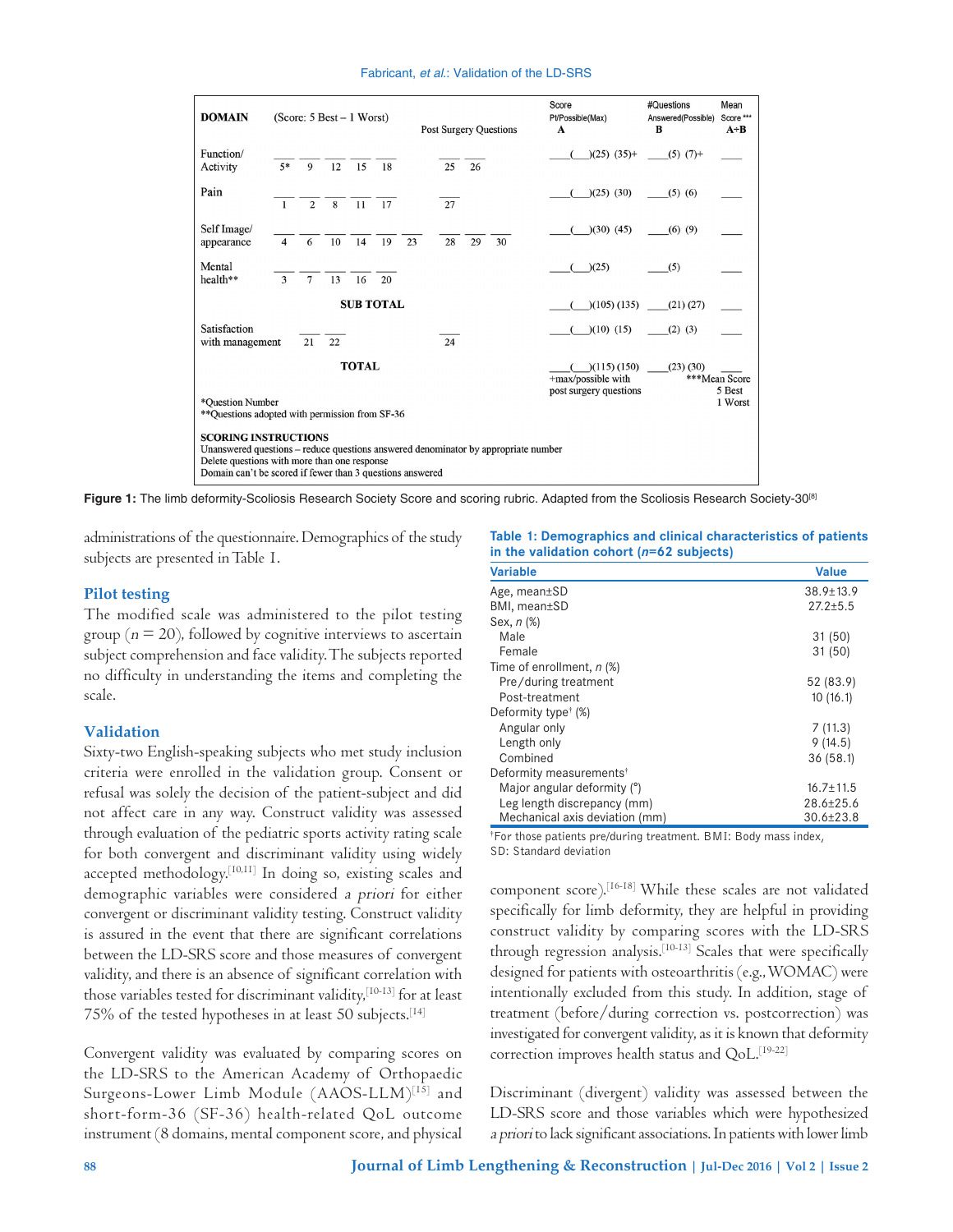| DOMAIN | (Score: 5 Best – 1 Worst) | Post Surgery Questions | Score Pt/Possible(Max) A | #Questions Answered(Possible) B | Mean Score *** A÷B |
|---|---|---|---|---|---|
| Function/ Activity | 5* 9 12 15 18 | 25 26 | ___(___)(25) (35)+ | ___(5) (7)+ | ___ |
| Pain | 1 2 8 11 17 | 27 | ___(___)(25) (30) | ___(5) (6) | ___ |
| Self Image/ appearance | 4 6 10 14 19 23 | 28 29 30 | ___(___)(30) (45) | ___(6) (9) | ___ |
| Mental health** | 3 7 13 16 20 | | ___(___)(25) | ___(5) | ___ |
| SUB TOTAL | | | ___(___)(105) (135) | ___(21) (27) | ___ |
| Satisfaction with management | 21 22 | 24 | ___(___)(10) (15) | ___(2) (3) | ___ |
| TOTAL | | | ___(___)(115) (150) +max/possible with post surgery questions | ___(23) (30) | ___ ***Mean Score 5 Best 1 Worst |

*Question Number
**Questions adopted with permission from SF-36

SCORING INSTRUCTIONS
Unanswered questions – reduce questions answered denominator by appropriate number
Delete questions with more than one response
Domain can't be scored if fewer than 3 questions answered

**Figure 1:** The limb deformity-Scoliosis Research Society Score and scoring rubric. Adapted from the Scoliosis Research Society-30[8]

administrations of the questionnaire. Demographics of the study subjects are presented in Table 1.

## Pilot testing

The modified scale was administered to the pilot testing group ($n = 20$), followed by cognitive interviews to ascertain subject comprehension and face validity. The subjects reported no difficulty in understanding the items and completing the scale.

## Validation

Sixty-two English-speaking subjects who met study inclusion criteria were enrolled in the validation group. Consent or refusal was solely the decision of the patient-subject and did not affect care in any way. Construct validity was assessed through evaluation of the pediatric sports activity rating scale for both convergent and discriminant validity using widely accepted methodology.[10,11] In doing so, existing scales and demographic variables were considered *a priori* for either convergent or discriminant validity testing. Construct validity is assured in the event that there are significant correlations between the LD-SRS score and those measures of convergent validity, and there is an absence of significant correlation with those variables tested for discriminant validity,[10-13] for at least 75% of the tested hypotheses in at least 50 subjects.[14]

Convergent validity was evaluated by comparing scores on the LD-SRS to the American Academy of Orthopaedic Surgeons-Lower Limb Module (AAOS-LLM)[15] and short-form-36 (SF-36) health-related QoL outcome instrument (8 domains, mental component score, and physical component score).[16-18] While these scales are not validated specifically for limb deformity, they are helpful in providing construct validity by comparing scores with the LD-SRS through regression analysis.[10-13] Scales that were specifically designed for patients with osteoarthritis (e.g., WOMAC) were intentionally excluded from this study. In addition, stage of treatment (before/during correction vs. postcorrection) was investigated for convergent validity, as it is known that deformity correction improves health status and QoL.[19-22]

**Table 1: Demographics and clinical characteristics of patients in the validation cohort ($n$=62 subjects)**

| Variable | Value |
|---|---|
| Age, mean±SD | 38.9±13.9 |
| BMI, mean±SD | 27.2±5.5 |
| Sex, *n* (%) | |
| Male | 31 (50) |
| Female | 31 (50) |
| Time of enrollment, *n* (%) | |
| Pre/during treatment | 52 (83.9) |
| Post-treatment | 10 (16.1) |
| Deformity type† (%) | |
| Angular only | 7 (11.3) |
| Length only | 9 (14.5) |
| Combined | 36 (58.1) |
| Deformity measurements† | |
| Major angular deformity (°) | 16.7±11.5 |
| Leg length discrepancy (mm) | 28.6±25.6 |
| Mechanical axis deviation (mm) | 30.6±23.8 |

†For those patients pre/during treatment. BMI: Body mass index, SD: Standard deviation

Discriminant (divergent) validity was assessed between the LD-SRS score and those variables which were hypothesized *a priori* to lack significant associations. In patients with lower limb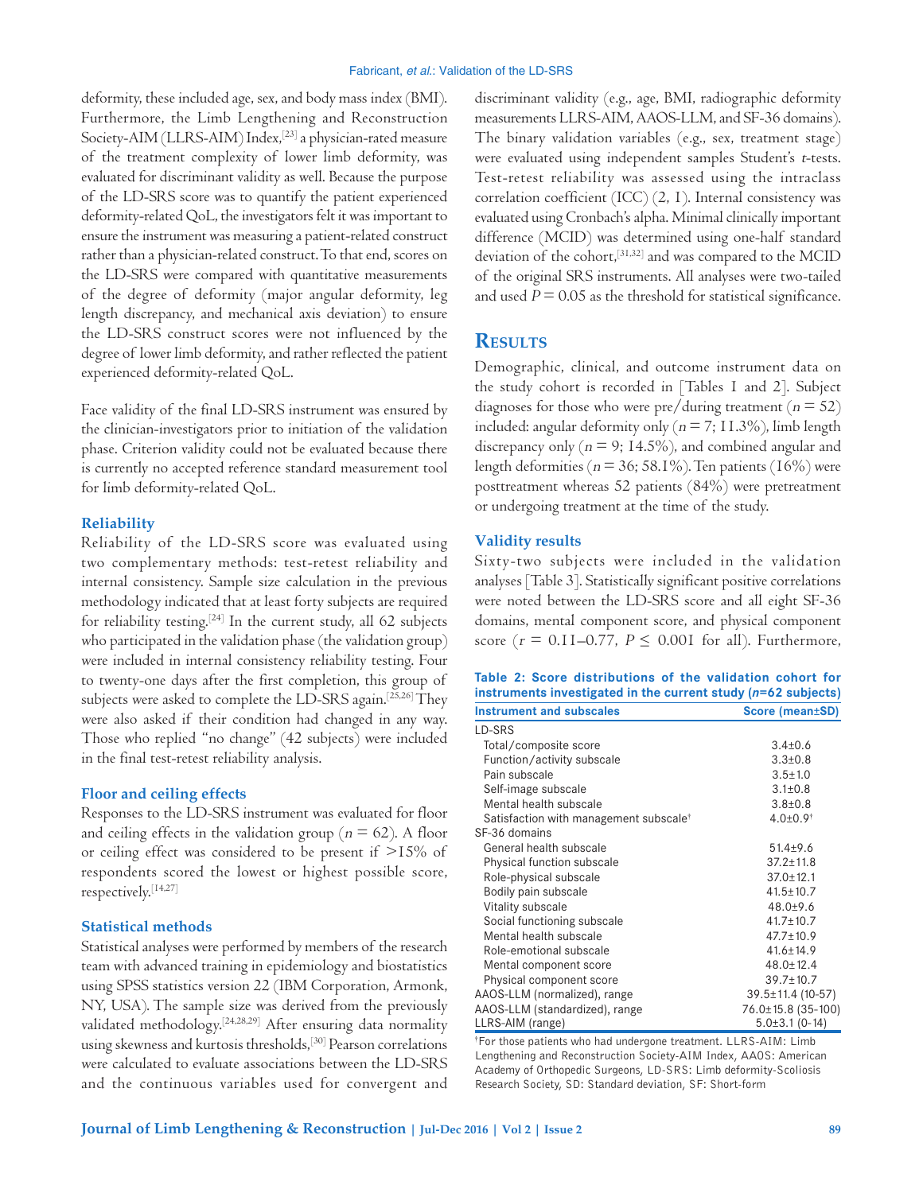deformity, these included age, sex, and body mass index (BMI). Furthermore, the Limb Lengthening and Reconstruction Society-AIM (LLRS-AIM) Index,[23] a physician-rated measure of the treatment complexity of lower limb deformity, was evaluated for discriminant validity as well. Because the purpose of the LD-SRS score was to quantify the patient experienced deformity-related QoL, the investigators felt it was important to ensure the instrument was measuring a patient-related construct rather than a physician-related construct. To that end, scores on the LD-SRS were compared with quantitative measurements of the degree of deformity (major angular deformity, leg length discrepancy, and mechanical axis deviation) to ensure the LD-SRS construct scores were not influenced by the degree of lower limb deformity, and rather reflected the patient experienced deformity-related QoL.

Face validity of the final LD-SRS instrument was ensured by the clinician-investigators prior to initiation of the validation phase. Criterion validity could not be evaluated because there is currently no accepted reference standard measurement tool for limb deformity-related QoL.

### Reliability

Reliability of the LD-SRS score was evaluated using two complementary methods: test-retest reliability and internal consistency. Sample size calculation in the previous methodology indicated that at least forty subjects are required for reliability testing.[24] In the current study, all 62 subjects who participated in the validation phase (the validation group) were included in internal consistency reliability testing. Four to twenty-one days after the first completion, this group of subjects were asked to complete the LD-SRS again.[25,26] They were also asked if their condition had changed in any way. Those who replied "no change" (42 subjects) were included in the final test-retest reliability analysis.

### Floor and ceiling effects

Responses to the LD-SRS instrument was evaluated for floor and ceiling effects in the validation group ($n = 62$). A floor or ceiling effect was considered to be present if >15% of respondents scored the lowest or highest possible score, respectively.[14,27]

### Statistical methods

Statistical analyses were performed by members of the research team with advanced training in epidemiology and biostatistics using SPSS statistics version 22 (IBM Corporation, Armonk, NY, USA). The sample size was derived from the previously validated methodology.[24,28,29] After ensuring data normality using skewness and kurtosis thresholds,[30] Pearson correlations were calculated to evaluate associations between the LD-SRS and the continuous variables used for convergent and discriminant validity (e.g., age, BMI, radiographic deformity measurements LLRS-AIM, AAOS-LLM, and SF-36 domains). The binary validation variables (e.g., sex, treatment stage) were evaluated using independent samples Student's *t*-tests. Test-retest reliability was assessed using the intraclass correlation coefficient (ICC) (2, 1). Internal consistency was evaluated using Cronbach's alpha. Minimal clinically important difference (MCID) was determined using one-half standard deviation of the cohort,[31,32] and was compared to the MCID of the original SRS instruments. All analyses were two-tailed and used $P = 0.05$ as the threshold for statistical significance.

## Results

Demographic, clinical, and outcome instrument data on the study cohort is recorded in [Tables 1 and 2]. Subject diagnoses for those who were pre/during treatment ($n = 52$) included: angular deformity only ($n = 7$; 11.3%), limb length discrepancy only ($n = 9$; 14.5%), and combined angular and length deformities ($n = 36$; 58.1%). Ten patients (16%) were posttreatment whereas 52 patients (84%) were pretreatment or undergoing treatment at the time of the study.

### Validity results

Sixty-two subjects were included in the validation analyses [Table 3]. Statistically significant positive correlations were noted between the LD-SRS score and all eight SF-36 domains, mental component score, and physical component score ($r = 0.11–0.77$, $P \leq 0.001$ for all). Furthermore,

**Table 2: Score distributions of the validation cohort for instruments investigated in the current study (*n*=62 subjects)**

| Instrument and subscales | Score (mean±SD) |
|---|---|
| LD-SRS | |
| Total/composite score | 3.4±0.6 |
| Function/activity subscale | 3.3±0.8 |
| Pain subscale | 3.5±1.0 |
| Self-image subscale | 3.1±0.8 |
| Mental health subscale | 3.8±0.8 |
| Satisfaction with management subscale† | 4.0±0.9† |
| SF-36 domains | |
| General health subscale | 51.4±9.6 |
| Physical function subscale | 37.2±11.8 |
| Role-physical subscale | 37.0±12.1 |
| Bodily pain subscale | 41.5±10.7 |
| Vitality subscale | 48.0±9.6 |
| Social functioning subscale | 41.7±10.7 |
| Mental health subscale | 47.7±10.9 |
| Role-emotional subscale | 41.6±14.9 |
| Mental component score | 48.0±12.4 |
| Physical component score | 39.7±10.7 |
| AAOS-LLM (normalized), range | 39.5±11.4 (10-57) |
| AAOS-LLM (standardized), range | 76.0±15.8 (35-100) |
| LLRS-AIM (range) | 5.0±3.1 (0-14) |

†For those patients who had undergone treatment. LLRS-AIM: Limb Lengthening and Reconstruction Society-AIM Index, AAOS: American Academy of Orthopedic Surgeons, LD-SRS: Limb deformity-Scoliosis Research Society, SD: Standard deviation, SF: Short-form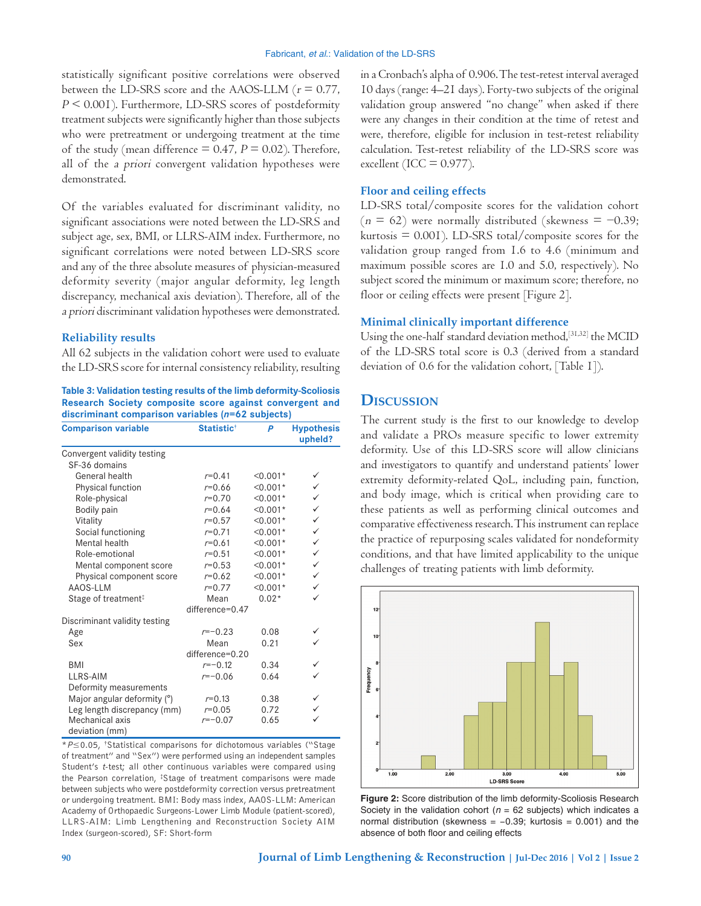statistically significant positive correlations were observed between the LD-SRS score and the AAOS-LLM ($r = 0.77$, $P < 0.001$). Furthermore, LD-SRS scores of postdeformity treatment subjects were significantly higher than those subjects who were pretreatment or undergoing treatment at the time of the study (mean difference = 0.47, $P = 0.02$). Therefore, all of the *a priori* convergent validation hypotheses were demonstrated.

Of the variables evaluated for discriminant validity, no significant associations were noted between the LD-SRS and subject age, sex, BMI, or LLRS-AIM index. Furthermore, no significant correlations were noted between LD-SRS score and any of the three absolute measures of physician-measured deformity severity (major angular deformity, leg length discrepancy, mechanical axis deviation). Therefore, all of the *a priori* discriminant validation hypotheses were demonstrated.

### Reliability results

All 62 subjects in the validation cohort were used to evaluate the LD-SRS score for internal consistency reliability, resulting in a Cronbach's alpha of 0.906. The test-retest interval averaged 10 days (range: 4–21 days). Forty-two subjects of the original validation group answered "no change" when asked if there were any changes in their condition at the time of retest and were, therefore, eligible for inclusion in test-retest reliability calculation. Test-retest reliability of the LD-SRS score was excellent (ICC = 0.977).

**Table 3: Validation testing results of the limb deformity-Scoliosis Research Society composite score against convergent and discriminant comparison variables ($n$=62 subjects)**

| Comparison variable | Statistic[†] | P | Hypothesis upheld? |
|---|---|---|---|
| Convergent validity testing | | | |
| SF-36 domains | | | |
| General health | $r$=0.41 | <0.001* | ✓ |
| Physical function | $r$=0.66 | <0.001* | ✓ |
| Role-physical | $r$=0.70 | <0.001* | ✓ |
| Bodily pain | $r$=0.64 | <0.001* | ✓ |
| Vitality | $r$=0.57 | <0.001* | ✓ |
| Social functioning | $r$=0.71 | <0.001* | ✓ |
| Mental health | $r$=0.61 | <0.001* | ✓ |
| Role-emotional | $r$=0.51 | <0.001* | ✓ |
| Mental component score | $r$=0.53 | <0.001* | ✓ |
| Physical component score | $r$=0.62 | <0.001* | ✓ |
| AAOS-LLM | $r$=0.77 | <0.001* | ✓ |
| Stage of treatment[‡] | Mean difference=0.47 | 0.02* | ✓ |
| Discriminant validity testing | | | |
| Age | $r$=−0.23 | 0.08 | ✓ |
| Sex | Mean difference=0.20 | 0.21 | ✓ |
| BMI | $r$=−0.12 | 0.34 | ✓ |
| LLRS-AIM | $r$=−0.06 | 0.64 | ✓ |
| Deformity measurements | | | |
| Major angular deformity (°) | $r$=0.13 | 0.38 | ✓ |
| Leg length discrepancy (mm) | $r$=0.05 | 0.72 | ✓ |
| Mechanical axis deviation (mm) | $r$=−0.07 | 0.65 | ✓ |

*$P$≤0.05, [†]Statistical comparisons for dichotomous variables ("Stage of treatment" and "Sex") were performed using an independent samples Student's $t$-test; all other continuous variables were compared using the Pearson correlation, [‡]Stage of treatment comparisons were made between subjects who were postdeformity correction versus pretreatment or undergoing treatment. BMI: Body mass index, AAOS-LLM: American Academy of Orthopaedic Surgeons-Lower Limb Module (patient-scored), LLRS-AIM: Limb Lengthening and Reconstruction Society AIM Index (surgeon-scored), SF: Short-form

### Floor and ceiling effects

LD-SRS total/composite scores for the validation cohort ($n = 62$) were normally distributed (skewness = −0.39; kurtosis = 0.001). LD-SRS total/composite scores for the validation group ranged from 1.6 to 4.6 (minimum and maximum possible scores are 1.0 and 5.0, respectively). No subject scored the minimum or maximum score; therefore, no floor or ceiling effects were present [Figure 2].

### Minimal clinically important difference

Using the one-half standard deviation method,[31,32] the MCID of the LD-SRS total score is 0.3 (derived from a standard deviation of 0.6 for the validation cohort, [Table 1]).

## Discussion

The current study is the first to our knowledge to develop and validate a PROs measure specific to lower extremity deformity. Use of this LD-SRS score will allow clinicians and investigators to quantify and understand patients' lower extremity deformity-related QoL, including pain, function, and body image, which is critical when providing care to these patients as well as performing clinical outcomes and comparative effectiveness research. This instrument can replace the practice of repurposing scales validated for nondeformity conditions, and that have limited applicability to the unique challenges of treating patients with limb deformity.

**Figure 2:** Score distribution of the limb deformity-Scoliosis Research Society in the validation cohort ($n$ = 62 subjects) which indicates a normal distribution (skewness = −0.39; kurtosis = 0.001) and the absence of both floor and ceiling effects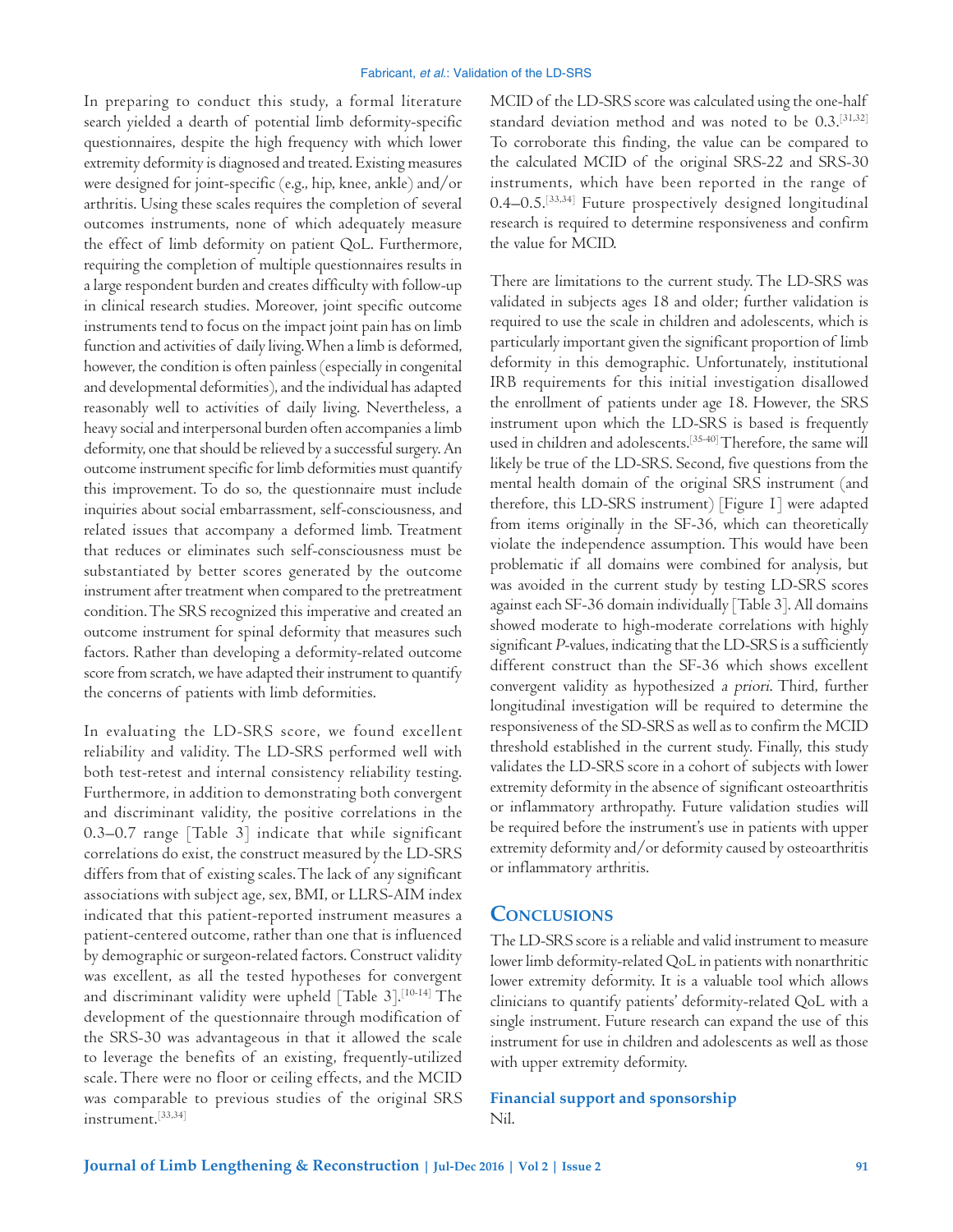In preparing to conduct this study, a formal literature search yielded a dearth of potential limb deformity-specific questionnaires, despite the high frequency with which lower extremity deformity is diagnosed and treated. Existing measures were designed for joint-specific (e.g., hip, knee, ankle) and/or arthritis. Using these scales requires the completion of several outcomes instruments, none of which adequately measure the effect of limb deformity on patient QoL. Furthermore, requiring the completion of multiple questionnaires results in a large respondent burden and creates difficulty with follow-up in clinical research studies. Moreover, joint specific outcome instruments tend to focus on the impact joint pain has on limb function and activities of daily living. When a limb is deformed, however, the condition is often painless (especially in congenital and developmental deformities), and the individual has adapted reasonably well to activities of daily living. Nevertheless, a heavy social and interpersonal burden often accompanies a limb deformity, one that should be relieved by a successful surgery. An outcome instrument specific for limb deformities must quantify this improvement. To do so, the questionnaire must include inquiries about social embarrassment, self-consciousness, and related issues that accompany a deformed limb. Treatment that reduces or eliminates such self-consciousness must be substantiated by better scores generated by the outcome instrument after treatment when compared to the pretreatment condition. The SRS recognized this imperative and created an outcome instrument for spinal deformity that measures such factors. Rather than developing a deformity-related outcome score from scratch, we have adapted their instrument to quantify the concerns of patients with limb deformities.

In evaluating the LD-SRS score, we found excellent reliability and validity. The LD-SRS performed well with both test-retest and internal consistency reliability testing. Furthermore, in addition to demonstrating both convergent and discriminant validity, the positive correlations in the 0.3–0.7 range [Table 3] indicate that while significant correlations do exist, the construct measured by the LD-SRS differs from that of existing scales. The lack of any significant associations with subject age, sex, BMI, or LLRS-AIM index indicated that this patient-reported instrument measures a patient-centered outcome, rather than one that is influenced by demographic or surgeon-related factors. Construct validity was excellent, as all the tested hypotheses for convergent and discriminant validity were upheld [Table 3].[10-14] The development of the questionnaire through modification of the SRS-30 was advantageous in that it allowed the scale to leverage the benefits of an existing, frequently-utilized scale. There were no floor or ceiling effects, and the MCID was comparable to previous studies of the original SRS instrument.[33,34]

MCID of the LD-SRS score was calculated using the one-half standard deviation method and was noted to be 0.3.[31,32] To corroborate this finding, the value can be compared to the calculated MCID of the original SRS-22 and SRS-30 instruments, which have been reported in the range of 0.4–0.5.[33,34] Future prospectively designed longitudinal research is required to determine responsiveness and confirm the value for MCID.

There are limitations to the current study. The LD-SRS was validated in subjects ages 18 and older; further validation is required to use the scale in children and adolescents, which is particularly important given the significant proportion of limb deformity in this demographic. Unfortunately, institutional IRB requirements for this initial investigation disallowed the enrollment of patients under age 18. However, the SRS instrument upon which the LD-SRS is based is frequently used in children and adolescents.[35-40] Therefore, the same will likely be true of the LD-SRS. Second, five questions from the mental health domain of the original SRS instrument (and therefore, this LD-SRS instrument) [Figure 1] were adapted from items originally in the SF-36, which can theoretically violate the independence assumption. This would have been problematic if all domains were combined for analysis, but was avoided in the current study by testing LD-SRS scores against each SF-36 domain individually [Table 3]. All domains showed moderate to high-moderate correlations with highly significant *P*-values, indicating that the LD-SRS is a sufficiently different construct than the SF-36 which shows excellent convergent validity as hypothesized *a priori*. Third, further longitudinal investigation will be required to determine the responsiveness of the SD-SRS as well as to confirm the MCID threshold established in the current study. Finally, this study validates the LD-SRS score in a cohort of subjects with lower extremity deformity in the absence of significant osteoarthritis or inflammatory arthropathy. Future validation studies will be required before the instrument's use in patients with upper extremity deformity and/or deformity caused by osteoarthritis or inflammatory arthritis.

## Conclusions

The LD-SRS score is a reliable and valid instrument to measure lower limb deformity-related QoL in patients with nonarthritic lower extremity deformity. It is a valuable tool which allows clinicians to quantify patients' deformity-related QoL with a single instrument. Future research can expand the use of this instrument for use in children and adolescents as well as those with upper extremity deformity.

### Financial support and sponsorship

Nil.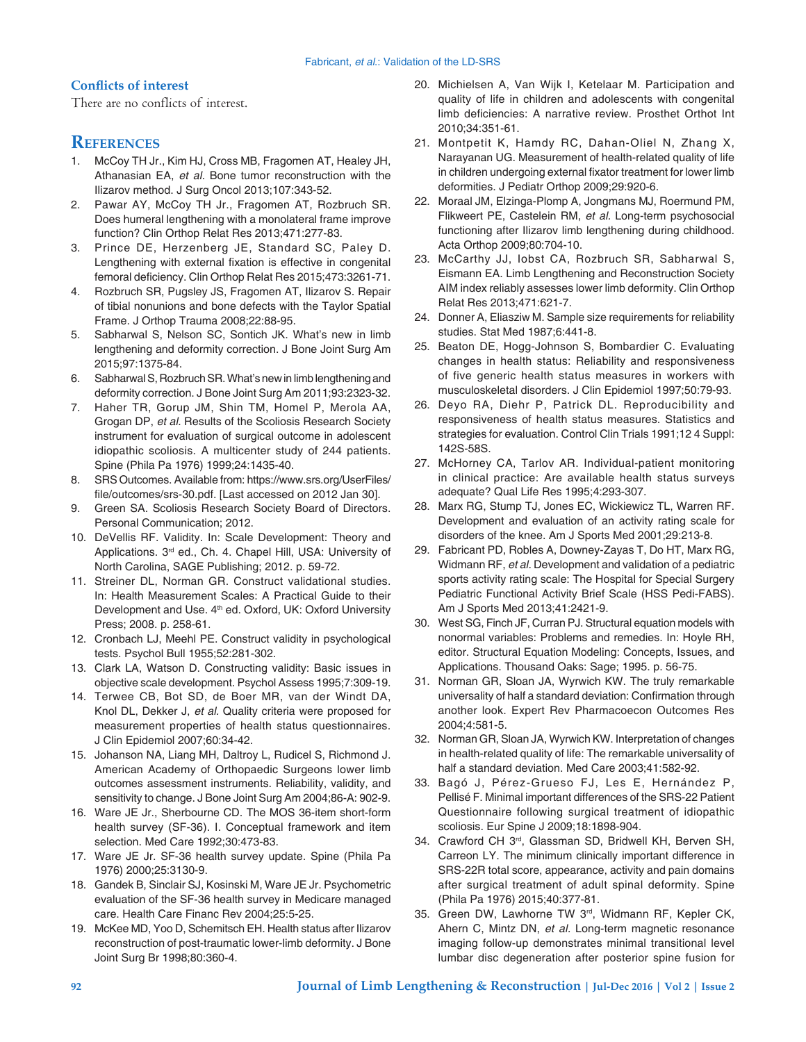## Conflicts of interest

There are no conflicts of interest.

## References

1. McCoy TH Jr., Kim HJ, Cross MB, Fragomen AT, Healey JH, Athanasian EA, *et al.* Bone tumor reconstruction with the Ilizarov method. J Surg Oncol 2013;107:343-52.
2. Pawar AY, McCoy TH Jr., Fragomen AT, Rozbruch SR. Does humeral lengthening with a monolateral frame improve function? Clin Orthop Relat Res 2013;471:277-83.
3. Prince DE, Herzenberg JE, Standard SC, Paley D. Lengthening with external fixation is effective in congenital femoral deficiency. Clin Orthop Relat Res 2015;473:3261-71.
4. Rozbruch SR, Pugsley JS, Fragomen AT, Ilizarov S. Repair of tibial nonunions and bone defects with the Taylor Spatial Frame. J Orthop Trauma 2008;22:88-95.
5. Sabharwal S, Nelson SC, Sontich JK. What's new in limb lengthening and deformity correction. J Bone Joint Surg Am 2015;97:1375-84.
6. Sabharwal S, Rozbruch SR. What's new in limb lengthening and deformity correction. J Bone Joint Surg Am 2011;93:2323-32.
7. Haher TR, Gorup JM, Shin TM, Homel P, Merola AA, Grogan DP, *et al.* Results of the Scoliosis Research Society instrument for evaluation of surgical outcome in adolescent idiopathic scoliosis. A multicenter study of 244 patients. Spine (Phila Pa 1976) 1999;24:1435-40.
8. SRS Outcomes. Available from: https://www.srs.org/UserFiles/file/outcomes/srs-30.pdf. [Last accessed on 2012 Jan 30].
9. Green SA. Scoliosis Research Society Board of Directors. Personal Communication; 2012.
10. DeVellis RF. Validity. In: Scale Development: Theory and Applications. 3rd ed., Ch. 4. Chapel Hill, USA: University of North Carolina, SAGE Publishing; 2012. p. 59-72.
11. Streiner DL, Norman GR. Construct validational studies. In: Health Measurement Scales: A Practical Guide to their Development and Use. 4th ed. Oxford, UK: Oxford University Press; 2008. p. 258-61.
12. Cronbach LJ, Meehl PE. Construct validity in psychological tests. Psychol Bull 1955;52:281-302.
13. Clark LA, Watson D. Constructing validity: Basic issues in objective scale development. Psychol Assess 1995;7:309-19.
14. Terwee CB, Bot SD, de Boer MR, van der Windt DA, Knol DL, Dekker J, *et al.* Quality criteria were proposed for measurement properties of health status questionnaires. J Clin Epidemiol 2007;60:34-42.
15. Johanson NA, Liang MH, Daltroy L, Rudicel S, Richmond J. American Academy of Orthopaedic Surgeons lower limb outcomes assessment instruments. Reliability, validity, and sensitivity to change. J Bone Joint Surg Am 2004;86-A: 902-9.
16. Ware JE Jr., Sherbourne CD. The MOS 36-item short-form health survey (SF-36). I. Conceptual framework and item selection. Med Care 1992;30:473-83.
17. Ware JE Jr. SF-36 health survey update. Spine (Phila Pa 1976) 2000;25:3130-9.
18. Gandek B, Sinclair SJ, Kosinski M, Ware JE Jr. Psychometric evaluation of the SF-36 health survey in Medicare managed care. Health Care Financ Rev 2004;25:5-25.
19. McKee MD, Yoo D, Schemitsch EH. Health status after Ilizarov reconstruction of post-traumatic lower-limb deformity. J Bone Joint Surg Br 1998;80:360-4.
20. Michielsen A, Van Wijk I, Ketelaar M. Participation and quality of life in children and adolescents with congenital limb deficiencies: A narrative review. Prosthet Orthot Int 2010;34:351-61.
21. Montpetit K, Hamdy RC, Dahan-Oliel N, Zhang X, Narayanan UG. Measurement of health-related quality of life in children undergoing external fixator treatment for lower limb deformities. J Pediatr Orthop 2009;29:920-6.
22. Moraal JM, Elzinga-Plomp A, Jongmans MJ, Roermund PM, Flikweert PE, Castelein RM, *et al.* Long-term psychosocial functioning after Ilizarov limb lengthening during childhood. Acta Orthop 2009;80:704-10.
23. McCarthy JJ, Iobst CA, Rozbruch SR, Sabharwal S, Eismann EA. Limb Lengthening and Reconstruction Society AIM index reliably assesses lower limb deformity. Clin Orthop Relat Res 2013;471:621-7.
24. Donner A, Eliasziw M. Sample size requirements for reliability studies. Stat Med 1987;6:441-8.
25. Beaton DE, Hogg-Johnson S, Bombardier C. Evaluating changes in health status: Reliability and responsiveness of five generic health status measures in workers with musculoskeletal disorders. J Clin Epidemiol 1997;50:79-93.
26. Deyo RA, Diehr P, Patrick DL. Reproducibility and responsiveness of health status measures. Statistics and strategies for evaluation. Control Clin Trials 1991;12 4 Suppl: 142S-58S.
27. McHorney CA, Tarlov AR. Individual-patient monitoring in clinical practice: Are available health status surveys adequate? Qual Life Res 1995;4:293-307.
28. Marx RG, Stump TJ, Jones EC, Wickiewicz TL, Warren RF. Development and evaluation of an activity rating scale for disorders of the knee. Am J Sports Med 2001;29:213-8.
29. Fabricant PD, Robles A, Downey-Zayas T, Do HT, Marx RG, Widmann RF, *et al.* Development and validation of a pediatric sports activity rating scale: The Hospital for Special Surgery Pediatric Functional Activity Brief Scale (HSS Pedi-FABS). Am J Sports Med 2013;41:2421-9.
30. West SG, Finch JF, Curran PJ. Structural equation models with nonormal variables: Problems and remedies. In: Hoyle RH, editor. Structural Equation Modeling: Concepts, Issues, and Applications. Thousand Oaks: Sage; 1995. p. 56-75.
31. Norman GR, Sloan JA, Wyrwich KW. The truly remarkable universality of half a standard deviation: Confirmation through another look. Expert Rev Pharmacoecon Outcomes Res 2004;4:581-5.
32. Norman GR, Sloan JA, Wyrwich KW. Interpretation of changes in health-related quality of life: The remarkable universality of half a standard deviation. Med Care 2003;41:582-92.
33. Bagó J, Pérez-Grueso FJ, Les E, Hernández P, Pellisé F. Minimal important differences of the SRS-22 Patient Questionnaire following surgical treatment of idiopathic scoliosis. Eur Spine J 2009;18:1898-904.
34. Crawford CH 3rd, Glassman SD, Bridwell KH, Berven SH, Carreon LY. The minimum clinically important difference in SRS-22R total score, appearance, activity and pain domains after surgical treatment of adult spinal deformity. Spine (Phila Pa 1976) 2015;40:377-81.
35. Green DW, Lawhorne TW 3rd, Widmann RF, Kepler CK, Ahern C, Mintz DN, *et al.* Long-term magnetic resonance imaging follow-up demonstrates minimal transitional level lumbar disc degeneration after posterior spine fusion for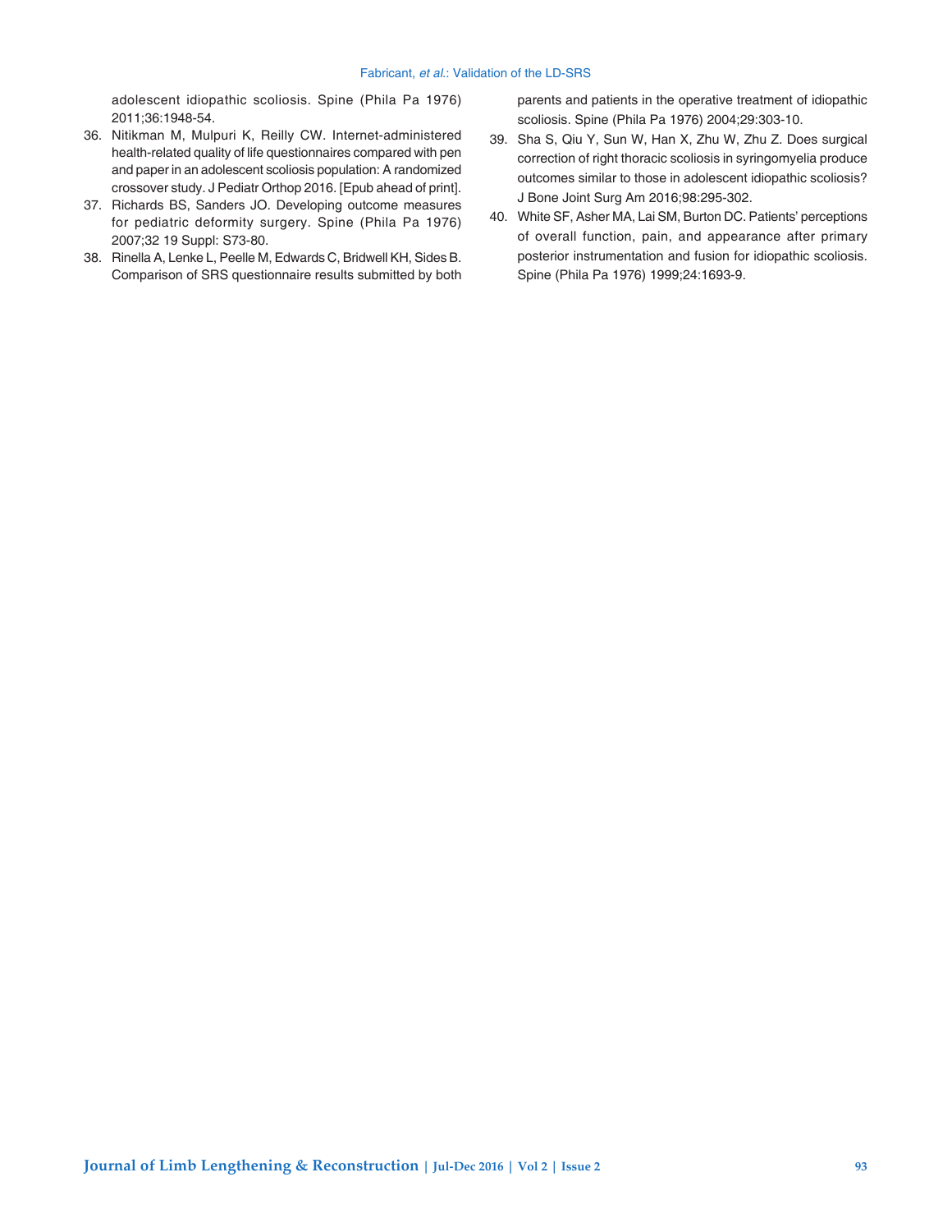adolescent idiopathic scoliosis. Spine (Phila Pa 1976) 2011;36:1948-54.

36. Nitikman M, Mulpuri K, Reilly CW. Internet-administered health-related quality of life questionnaires compared with pen and paper in an adolescent scoliosis population: A randomized crossover study. J Pediatr Orthop 2016. [Epub ahead of print].
37. Richards BS, Sanders JO. Developing outcome measures for pediatric deformity surgery. Spine (Phila Pa 1976) 2007;32 19 Suppl: S73-80.
38. Rinella A, Lenke L, Peelle M, Edwards C, Bridwell KH, Sides B. Comparison of SRS questionnaire results submitted by both parents and patients in the operative treatment of idiopathic scoliosis. Spine (Phila Pa 1976) 2004;29:303-10.
39. Sha S, Qiu Y, Sun W, Han X, Zhu W, Zhu Z. Does surgical correction of right thoracic scoliosis in syringomyelia produce outcomes similar to those in adolescent idiopathic scoliosis? J Bone Joint Surg Am 2016;98:295-302.
40. White SF, Asher MA, Lai SM, Burton DC. Patients' perceptions of overall function, pain, and appearance after primary posterior instrumentation and fusion for idiopathic scoliosis. Spine (Phila Pa 1976) 1999;24:1693-9.